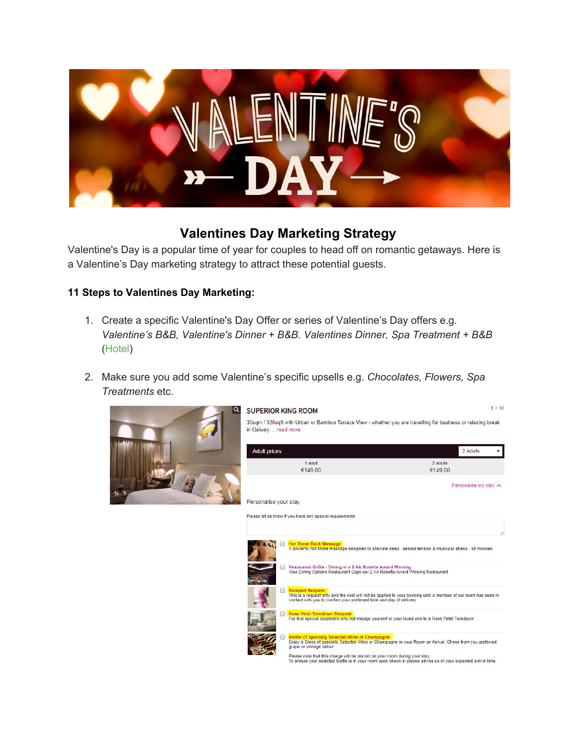## Valentines Day Marketing Strategy

Valentine's Day is a popular time of year for couples to head off on romantic getaways. Here is a Valentine's Day marketing strategy to attract these potential guests.

### 11 Steps to Valentines Day Marketing:

1. Create a specific Valentine's Day Offer or series of Valentine's Day offers e.g. *Valentine's B&B, Valentine's Dinner + B&B. Valentines Dinner, Spa Treatment + B&B* (Hotel)

2. Make sure you add some Valentine's specific upsells e.g. *Chocolates, Flowers, Spa Treatments* etc.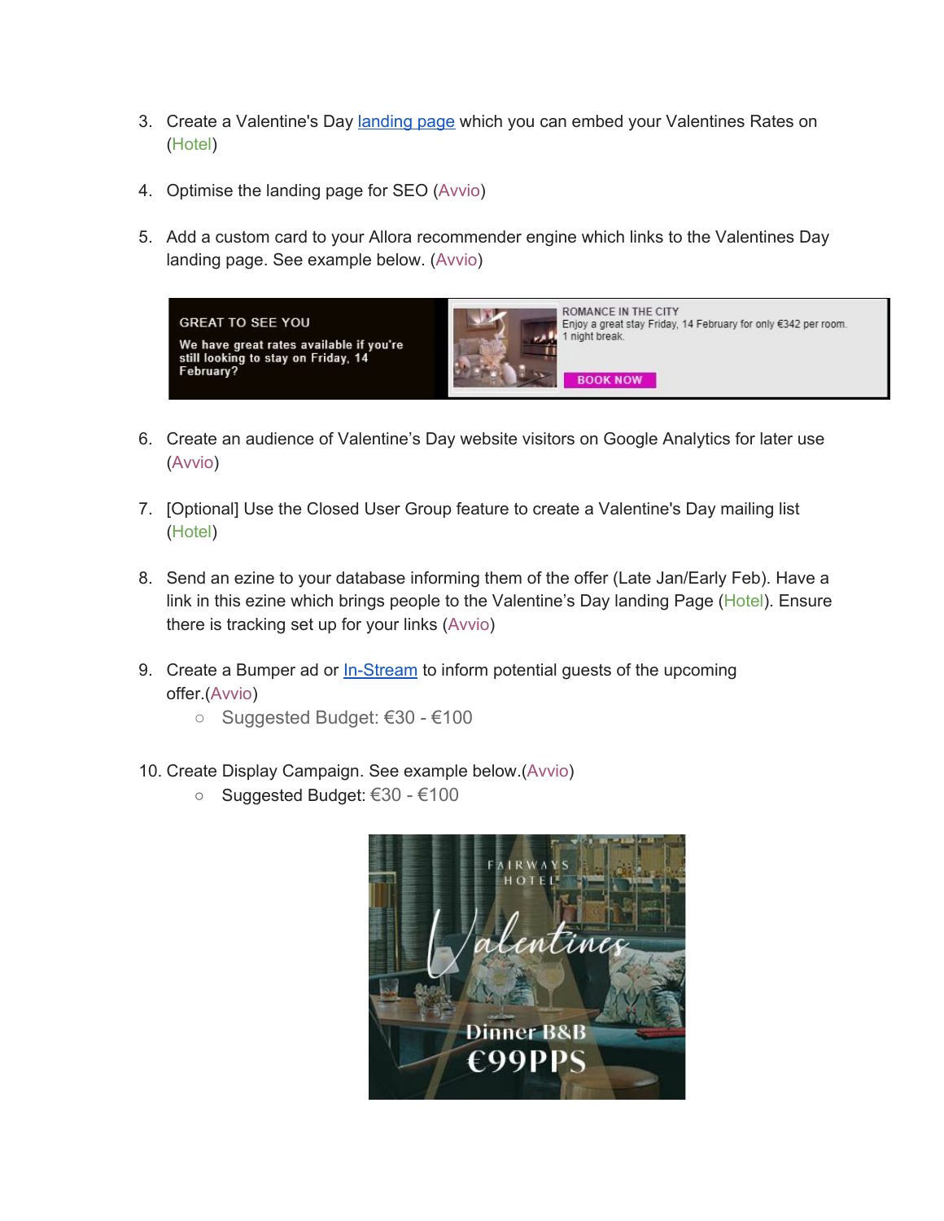3. Create a Valentine's Day landing page which you can embed your Valentines Rates on (Hotel)

4. Optimise the landing page for SEO (Avvio)

5. Add a custom card to your Allora recommender engine which links to the Valentines Day landing page. See example below. (Avvio)

6. Create an audience of Valentine's Day website visitors on Google Analytics for later use (Avvio)

7. [Optional] Use the Closed User Group feature to create a Valentine's Day mailing list (Hotel)

8. Send an ezine to your database informing them of the offer (Late Jan/Early Feb). Have a link in this ezine which brings people to the Valentine's Day landing Page (Hotel). Ensure there is tracking set up for your links (Avvio)

9. Create a Bumper ad or In-Stream to inform potential guests of the upcoming offer.(Avvio)
   - Suggested Budget: €30 - €100

10. Create Display Campaign. See example below.(Avvio)
    - Suggested Budget: €30 - €100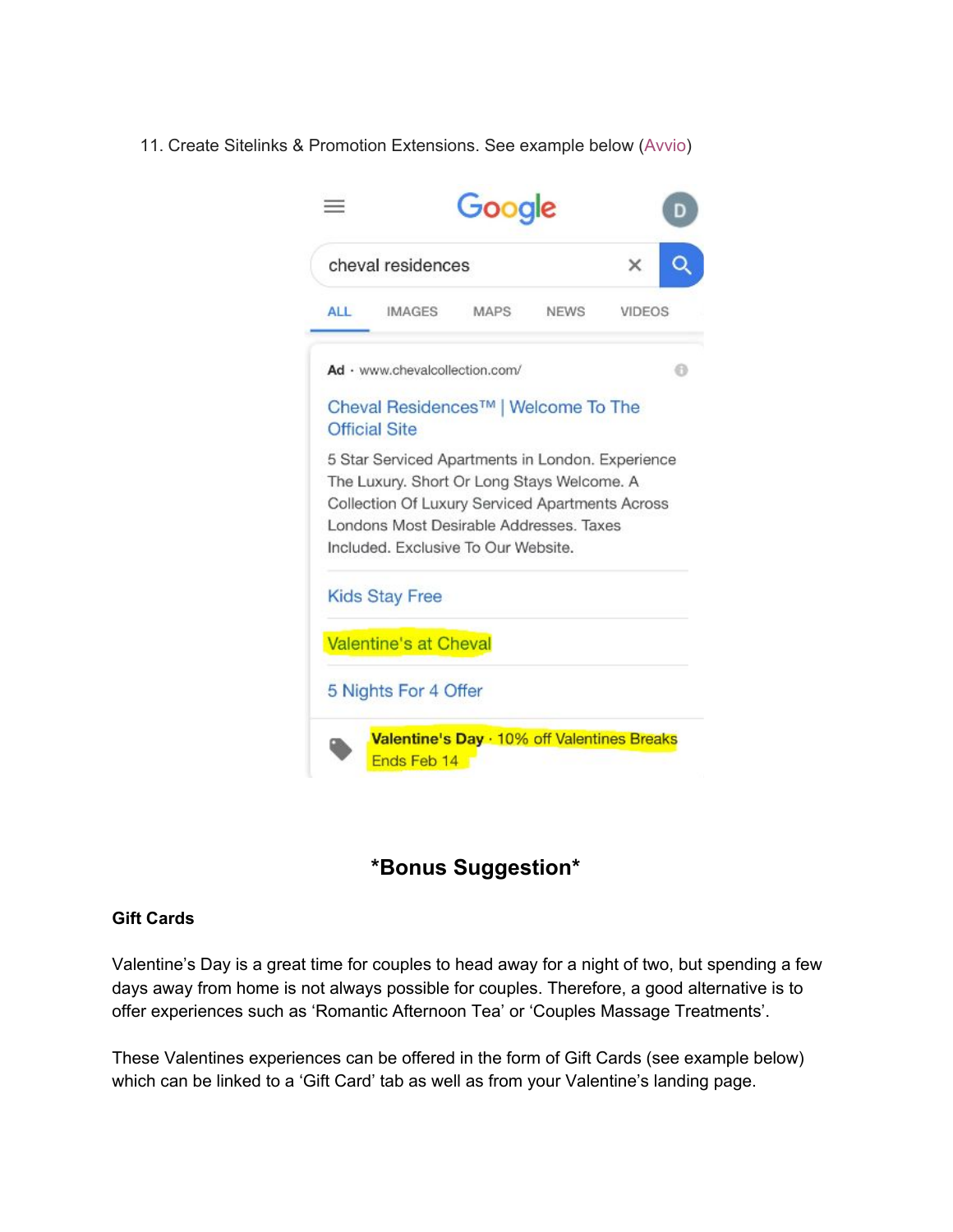11. Create Sitelinks & Promotion Extensions. See example below (Avvio)

## *Bonus Suggestion*

**Gift Cards**

Valentine's Day is a great time for couples to head away for a night of two, but spending a few days away from home is not always possible for couples. Therefore, a good alternative is to offer experiences such as 'Romantic Afternoon Tea' or 'Couples Massage Treatments'.

These Valentines experiences can be offered in the form of Gift Cards (see example below) which can be linked to a 'Gift Card' tab as well as from your Valentine's landing page.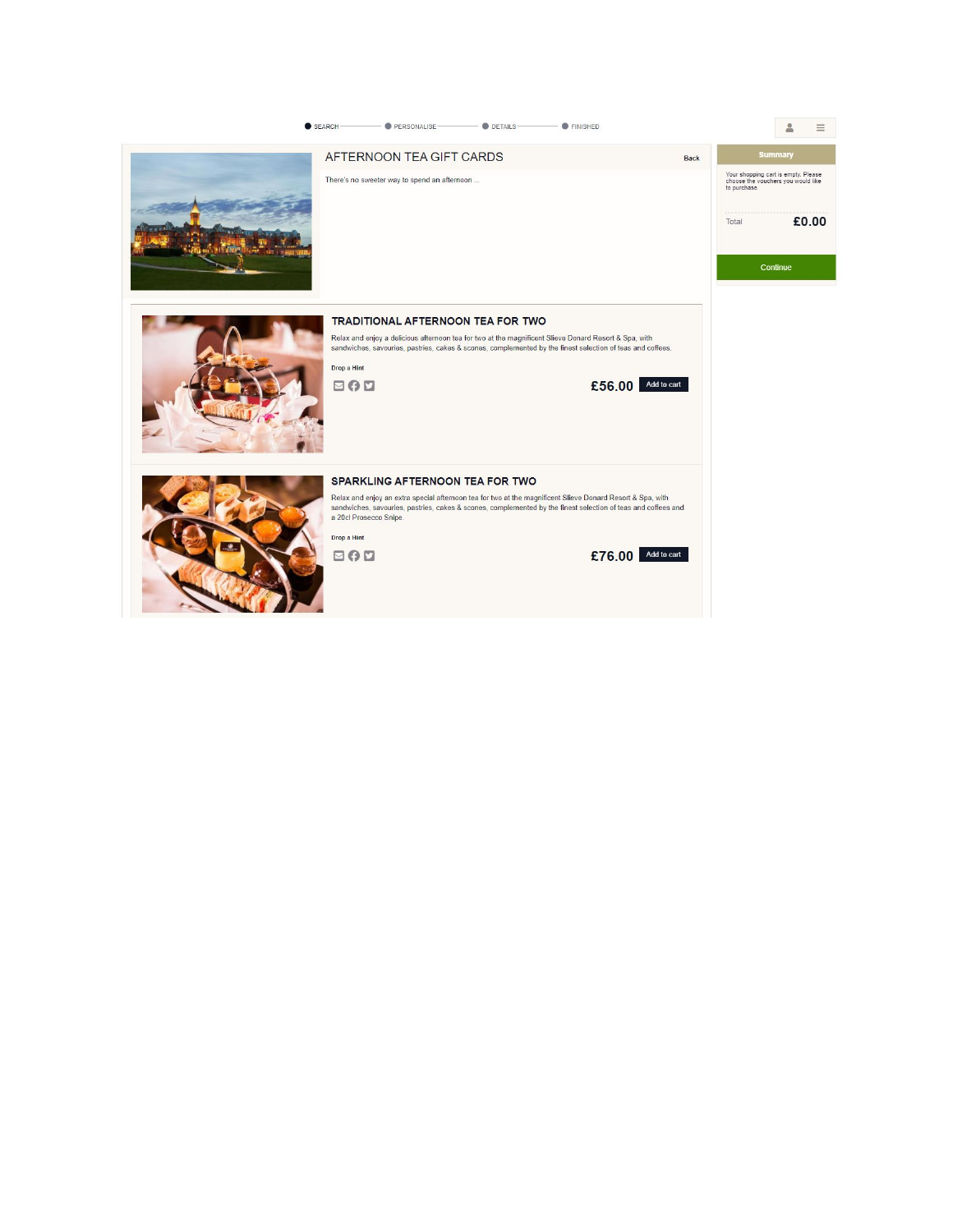SEARCH — PERSONALISE — DETAILS — FINISHED

# AFTERNOON TEA GIFT CARDS

Back

There's no sweeter way to spend an afternoon ...

## TRADITIONAL AFTERNOON TEA FOR TWO

Relax and enjoy a delicious afternoon tea for two at the magnificent Slieve Donard Resort & Spa, with sandwiches, savouries, pastries, cakes & scones, complemented by the finest selection of teas and coffees.

Drop a Hint

£56.00 Add to cart

## SPARKLING AFTERNOON TEA FOR TWO

Relax and enjoy an extra special afternoon tea for two at the magnificent Slieve Donard Resort & Spa, with sandwiches, savouries, pastries, cakes & scones, complemented by the finest selection of teas and coffees and a 20cl Prosecco Snipe.

Drop a Hint

£76.00 Add to cart

**Summary**

Your shopping cart is empty. Please choose the vouchers you would like to purchase.

Total £0.00

Continue